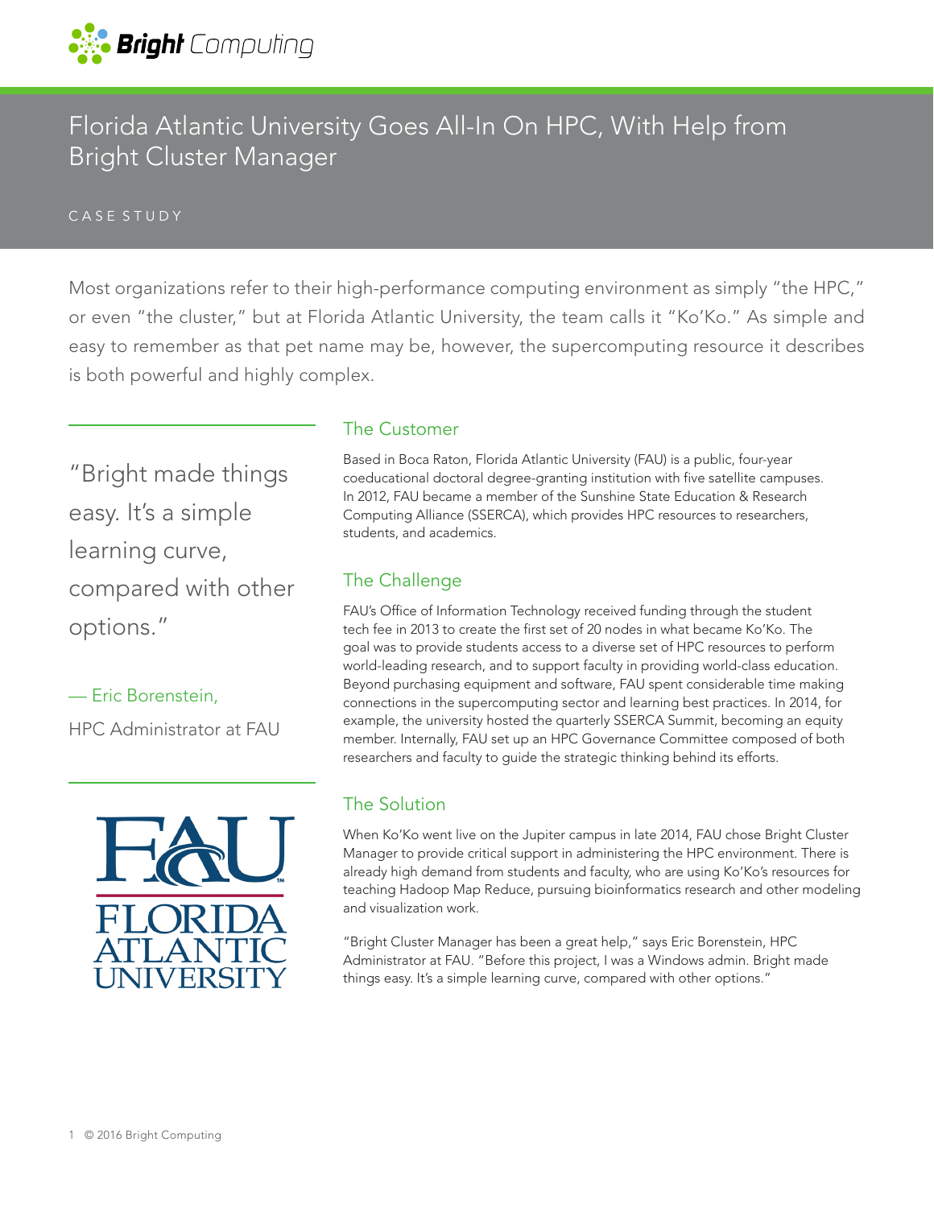# Florida Atlantic University Goes All-In On HPC, With Help from Bright Cluster Manager

CASE STUDY

Most organizations refer to their high-performance computing environment as simply "the HPC," or even "the cluster," but at Florida Atlantic University, the team calls it "Ko'Ko." As simple and easy to remember as that pet name may be, however, the supercomputing resource it describes is both powerful and highly complex.

> "Bright made things easy. It's a simple learning curve, compared with other options."
>
> — Eric Borenstein,
> HPC Administrator at FAU

## The Customer

Based in Boca Raton, Florida Atlantic University (FAU) is a public, four-year coeducational doctoral degree-granting institution with five satellite campuses. In 2012, FAU became a member of the Sunshine State Education & Research Computing Alliance (SSERCA), which provides HPC resources to researchers, students, and academics.

## The Challenge

FAU's Office of Information Technology received funding through the student tech fee in 2013 to create the first set of 20 nodes in what became Ko'Ko. The goal was to provide students access to a diverse set of HPC resources to perform world-leading research, and to support faculty in providing world-class education. Beyond purchasing equipment and software, FAU spent considerable time making connections in the supercomputing sector and learning best practices. In 2014, for example, the university hosted the quarterly SSERCA Summit, becoming an equity member. Internally, FAU set up an HPC Governance Committee composed of both researchers and faculty to guide the strategic thinking behind its efforts.

## The Solution

When Ko'Ko went live on the Jupiter campus in late 2014, FAU chose Bright Cluster Manager to provide critical support in administering the HPC environment. There is already high demand from students and faculty, who are using Ko'Ko's resources for teaching Hadoop Map Reduce, pursuing bioinformatics research and other modeling and visualization work.

"Bright Cluster Manager has been a great help," says Eric Borenstein, HPC Administrator at FAU. "Before this project, I was a Windows admin. Bright made things easy. It's a simple learning curve, compared with other options."

© 2016 Bright Computing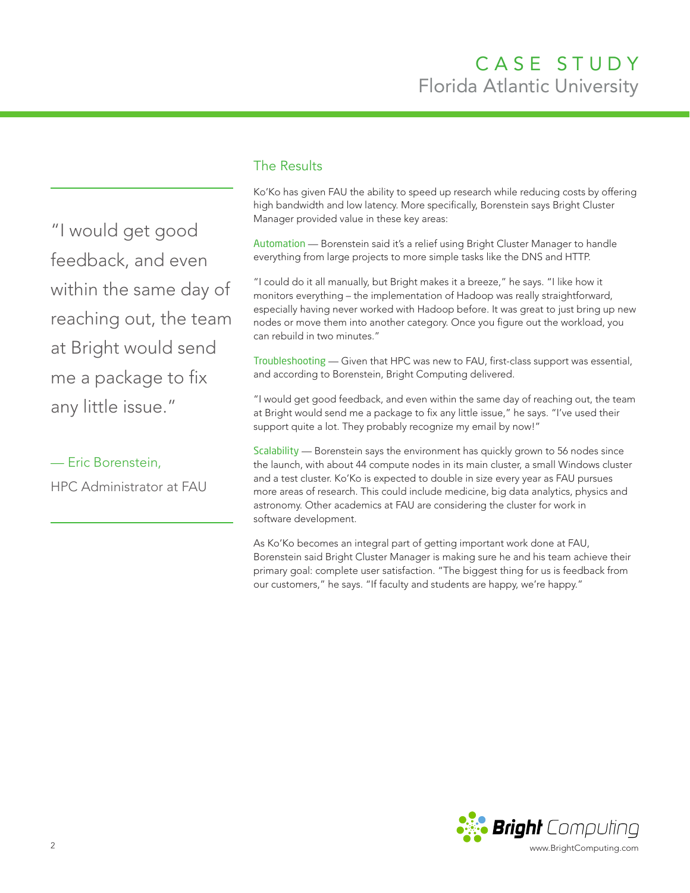## The Results

Ko'Ko has given FAU the ability to speed up research while reducing costs by offering high bandwidth and low latency. More specifically, Borenstein says Bright Cluster Manager provided value in these key areas:

**Automation** — Borenstein said it's a relief using Bright Cluster Manager to handle everything from large projects to more simple tasks like the DNS and HTTP.

"I could do it all manually, but Bright makes it a breeze," he says. "I like how it monitors everything – the implementation of Hadoop was really straightforward, especially having never worked with Hadoop before. It was great to just bring up new nodes or move them into another category. Once you figure out the workload, you can rebuild in two minutes."

**Troubleshooting** — Given that HPC was new to FAU, first-class support was essential, and according to Borenstein, Bright Computing delivered.

"I would get good feedback, and even within the same day of reaching out, the team at Bright would send me a package to fix any little issue," he says. "I've used their support quite a lot. They probably recognize my email by now!"

**Scalability** — Borenstein says the environment has quickly grown to 56 nodes since the launch, with about 44 compute nodes in its main cluster, a small Windows cluster and a test cluster. Ko'Ko is expected to double in size every year as FAU pursues more areas of research. This could include medicine, big data analytics, physics and astronomy. Other academics at FAU are considering the cluster for work in software development.

As Ko'Ko becomes an integral part of getting important work done at FAU, Borenstein said Bright Cluster Manager is making sure he and his team achieve their primary goal: complete user satisfaction. "The biggest thing for us is feedback from our customers," he says. "If faculty and students are happy, we're happy."

> "I would get good feedback, and even within the same day of reaching out, the team at Bright would send me a package to fix any little issue."
>
> — Eric Borenstein,
> HPC Administrator at FAU

Bright Computing
www.BrightComputing.com